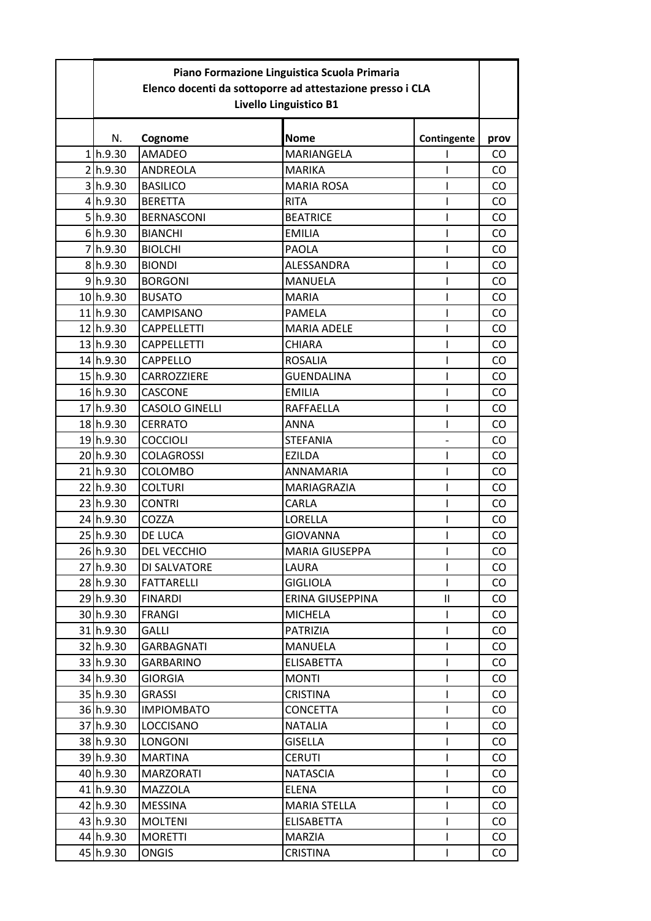**Piano Formazione Linguistica Scuola Primaria**
**Elenco docenti da sottoporre ad attestazione presso i CLA**
**Livello Linguistico B1**

| | N. | Cognome | Nome | Contingente | prov |
|---|---|---|---|---|---|
| 1 | h.9.30 | AMADEO | MARIANGELA | I | CO |
| 2 | h.9.30 | ANDREOLA | MARIKA | I | CO |
| 3 | h.9.30 | BASILICO | MARIA ROSA | I | CO |
| 4 | h.9.30 | BERETTA | RITA | I | CO |
| 5 | h.9.30 | BERNASCONI | BEATRICE | I | CO |
| 6 | h.9.30 | BIANCHI | EMILIA | I | CO |
| 7 | h.9.30 | BIOLCHI | PAOLA | I | CO |
| 8 | h.9.30 | BIONDI | ALESSANDRA | I | CO |
| 9 | h.9.30 | BORGONI | MANUELA | I | CO |
| 10 | h.9.30 | BUSATO | MARIA | I | CO |
| 11 | h.9.30 | CAMPISANO | PAMELA | I | CO |
| 12 | h.9.30 | CAPPELLETTI | MARIA ADELE | I | CO |
| 13 | h.9.30 | CAPPELLETTI | CHIARA | I | CO |
| 14 | h.9.30 | CAPPELLO | ROSALIA | I | CO |
| 15 | h.9.30 | CARROZZIERE | GUENDALINA | I | CO |
| 16 | h.9.30 | CASCONE | EMILIA | I | CO |
| 17 | h.9.30 | CASOLO GINELLI | RAFFAELLA | I | CO |
| 18 | h.9.30 | CERRATO | ANNA | I | CO |
| 19 | h.9.30 | COCCIOLI | STEFANIA | - | CO |
| 20 | h.9.30 | COLAGROSSI | EZILDA | I | CO |
| 21 | h.9.30 | COLOMBO | ANNAMARIA | I | CO |
| 22 | h.9.30 | COLTURI | MARIAGRAZIA | I | CO |
| 23 | h.9.30 | CONTRI | CARLA | I | CO |
| 24 | h.9.30 | COZZA | LORELLA | I | CO |
| 25 | h.9.30 | DE LUCA | GIOVANNA | I | CO |
| 26 | h.9.30 | DEL VECCHIO | MARIA GIUSEPPA | I | CO |
| 27 | h.9.30 | DI SALVATORE | LAURA | I | CO |
| 28 | h.9.30 | FATTARELLI | GIGLIOLA | I | CO |
| 29 | h.9.30 | FINARDI | ERINA GIUSEPPINA | II | CO |
| 30 | h.9.30 | FRANGI | MICHELA | I | CO |
| 31 | h.9.30 | GALLI | PATRIZIA | I | CO |
| 32 | h.9.30 | GARBAGNATI | MANUELA | I | CO |
| 33 | h.9.30 | GARBARINO | ELISABETTA | I | CO |
| 34 | h.9.30 | GIORGIA | MONTI | I | CO |
| 35 | h.9.30 | GRASSI | CRISTINA | I | CO |
| 36 | h.9.30 | IMPIOMBATO | CONCETTA | I | CO |
| 37 | h.9.30 | LOCCISANO | NATALIA | I | CO |
| 38 | h.9.30 | LONGONI | GISELLA | I | CO |
| 39 | h.9.30 | MARTINA | CERUTI | I | CO |
| 40 | h.9.30 | MARZORATI | NATASCIA | I | CO |
| 41 | h.9.30 | MAZZOLA | ELENA | I | CO |
| 42 | h.9.30 | MESSINA | MARIA STELLA | I | CO |
| 43 | h.9.30 | MOLTENI | ELISABETTA | I | CO |
| 44 | h.9.30 | MORETTI | MARZIA | I | CO |
| 45 | h.9.30 | ONGIS | CRISTINA | I | CO |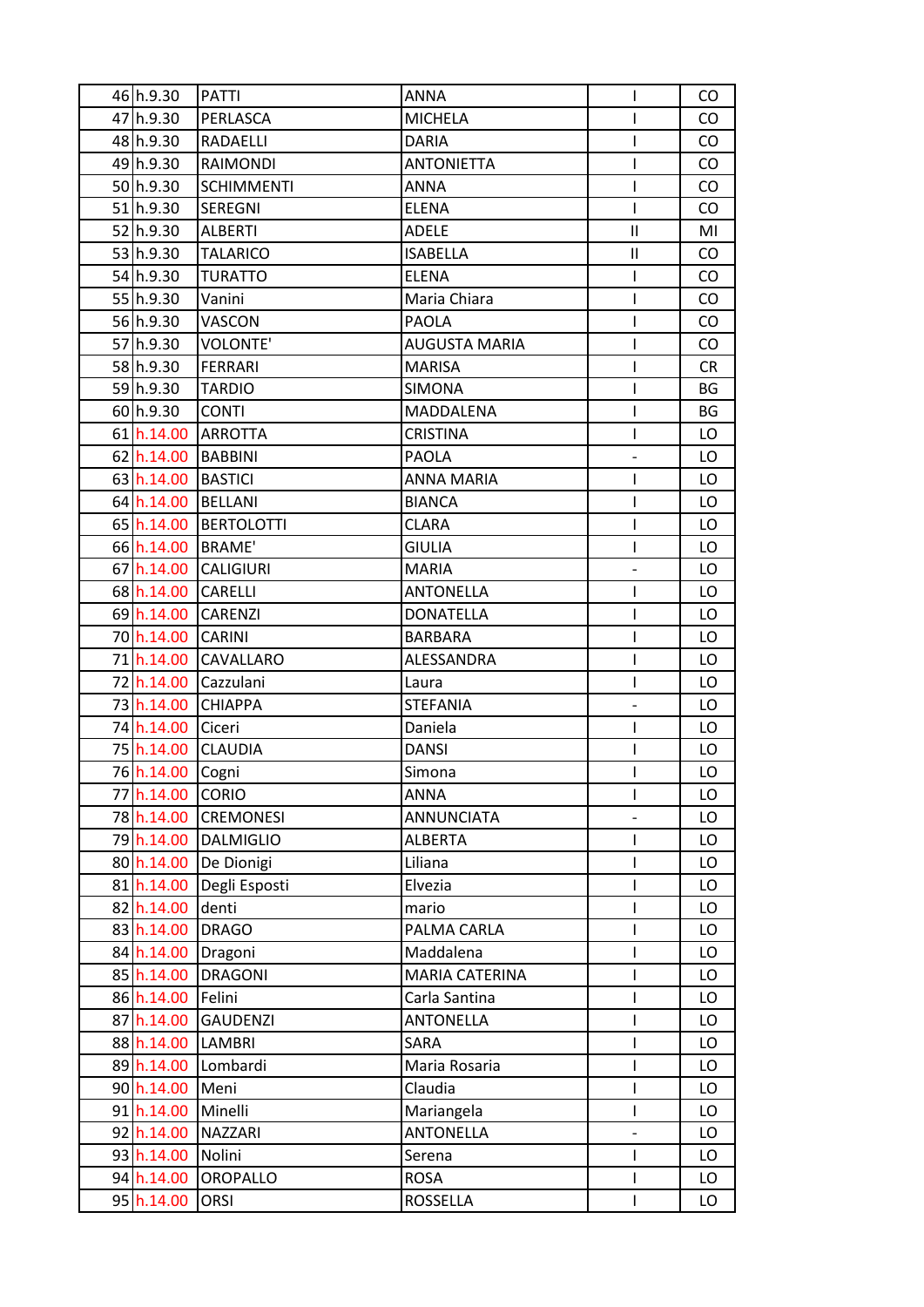| 46 | h.9.30 | PATTI | ANNA | I | CO |
|---|---|---|---|---|---|
| 47 | h.9.30 | PERLASCA | MICHELA | I | CO |
| 48 | h.9.30 | RADAELLI | DARIA | I | CO |
| 49 | h.9.30 | RAIMONDI | ANTONIETTA | I | CO |
| 50 | h.9.30 | SCHIMMENTI | ANNA | I | CO |
| 51 | h.9.30 | SEREGNI | ELENA | I | CO |
| 52 | h.9.30 | ALBERTI | ADELE | II | MI |
| 53 | h.9.30 | TALARICO | ISABELLA | II | CO |
| 54 | h.9.30 | TURATTO | ELENA | I | CO |
| 55 | h.9.30 | Vanini | Maria Chiara | I | CO |
| 56 | h.9.30 | VASCON | PAOLA | I | CO |
| 57 | h.9.30 | VOLONTE' | AUGUSTA MARIA | I | CO |
| 58 | h.9.30 | FERRARI | MARISA | I | CR |
| 59 | h.9.30 | TARDIO | SIMONA | I | BG |
| 60 | h.9.30 | CONTI | MADDALENA | I | BG |
| 61 | h.14.00 | ARROTTA | CRISTINA | I | LO |
| 62 | h.14.00 | BABBINI | PAOLA | - | LO |
| 63 | h.14.00 | BASTICI | ANNA MARIA | I | LO |
| 64 | h.14.00 | BELLANI | BIANCA | I | LO |
| 65 | h.14.00 | BERTOLOTTI | CLARA | I | LO |
| 66 | h.14.00 | BRAME' | GIULIA | I | LO |
| 67 | h.14.00 | CALIGIURI | MARIA | - | LO |
| 68 | h.14.00 | CARELLI | ANTONELLA | I | LO |
| 69 | h.14.00 | CARENZI | DONATELLA | I | LO |
| 70 | h.14.00 | CARINI | BARBARA | I | LO |
| 71 | h.14.00 | CAVALLARO | ALESSANDRA | I | LO |
| 72 | h.14.00 | Cazzulani | Laura | I | LO |
| 73 | h.14.00 | CHIAPPA | STEFANIA | - | LO |
| 74 | h.14.00 | Ciceri | Daniela | I | LO |
| 75 | h.14.00 | CLAUDIA | DANSI | I | LO |
| 76 | h.14.00 | Cogni | Simona | I | LO |
| 77 | h.14.00 | CORIO | ANNA | I | LO |
| 78 | h.14.00 | CREMONESI | ANNUNCIATA | - | LO |
| 79 | h.14.00 | DALMIGLIO | ALBERTA | I | LO |
| 80 | h.14.00 | De Dionigi | Liliana | I | LO |
| 81 | h.14.00 | Degli Esposti | Elvezia | I | LO |
| 82 | h.14.00 | denti | mario | I | LO |
| 83 | h.14.00 | DRAGO | PALMA CARLA | I | LO |
| 84 | h.14.00 | Dragoni | Maddalena | I | LO |
| 85 | h.14.00 | DRAGONI | MARIA CATERINA | I | LO |
| 86 | h.14.00 | Felini | Carla Santina | I | LO |
| 87 | h.14.00 | GAUDENZI | ANTONELLA | I | LO |
| 88 | h.14.00 | LAMBRI | SARA | I | LO |
| 89 | h.14.00 | Lombardi | Maria Rosaria | I | LO |
| 90 | h.14.00 | Meni | Claudia | I | LO |
| 91 | h.14.00 | Minelli | Mariangela | I | LO |
| 92 | h.14.00 | NAZZARI | ANTONELLA | - | LO |
| 93 | h.14.00 | Nolini | Serena | I | LO |
| 94 | h.14.00 | OROPALLO | ROSA | I | LO |
| 95 | h.14.00 | ORSI | ROSSELLA | I | LO |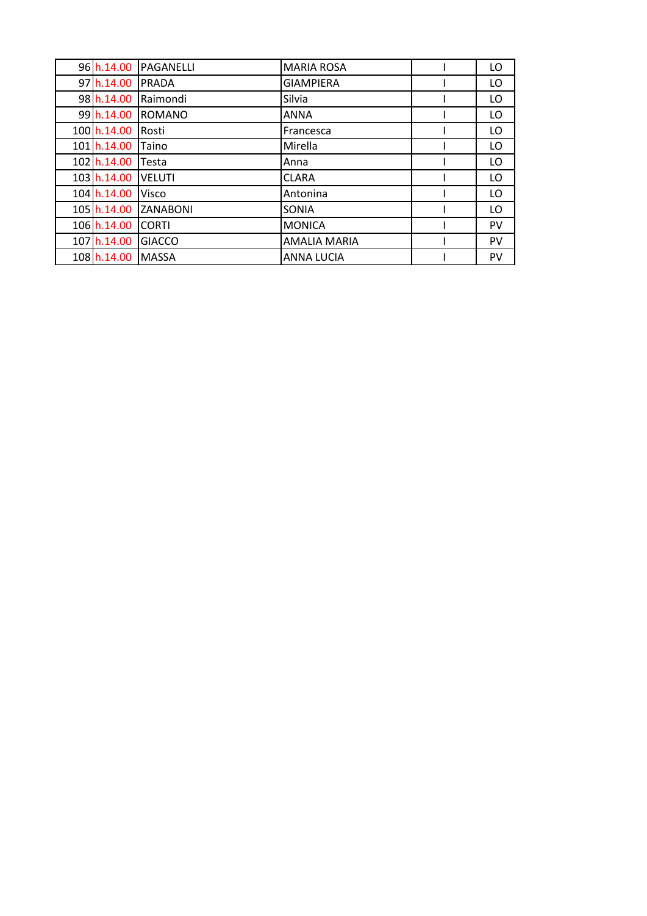| | | | | | |
|---|---|---|---|---|---|
| 96 | h.14.00 | PAGANELLI | MARIA ROSA | I | LO |
| 97 | h.14.00 | PRADA | GIAMPIERA | I | LO |
| 98 | h.14.00 | Raimondi | Silvia | I | LO |
| 99 | h.14.00 | ROMANO | ANNA | I | LO |
| 100 | h.14.00 | Rosti | Francesca | I | LO |
| 101 | h.14.00 | Taino | Mirella | I | LO |
| 102 | h.14.00 | Testa | Anna | I | LO |
| 103 | h.14.00 | VELUTI | CLARA | I | LO |
| 104 | h.14.00 | Visco | Antonina | I | LO |
| 105 | h.14.00 | ZANABONI | SONIA | I | LO |
| 106 | h.14.00 | CORTI | MONICA | I | PV |
| 107 | h.14.00 | GIACCO | AMALIA MARIA | I | PV |
| 108 | h.14.00 | MASSA | ANNA LUCIA | I | PV |